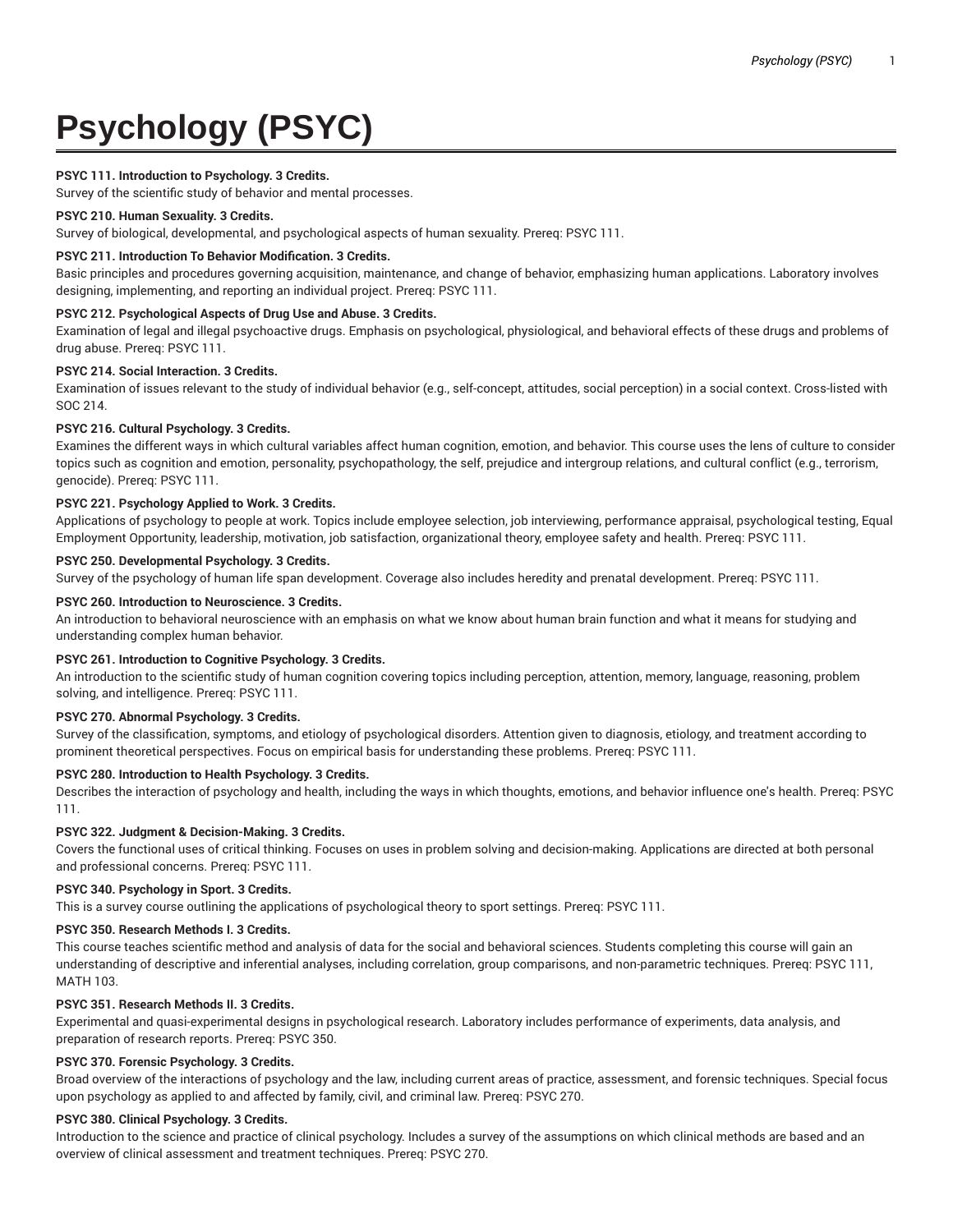# Psychology (PSYC)

**PSYC 111. Introduction to Psychology. 3 Credits.**
Survey of the scientific study of behavior and mental processes.

**PSYC 210. Human Sexuality. 3 Credits.**
Survey of biological, developmental, and psychological aspects of human sexuality. Prereq: PSYC 111.

**PSYC 211. Introduction To Behavior Modification. 3 Credits.**
Basic principles and procedures governing acquisition, maintenance, and change of behavior, emphasizing human applications. Laboratory involves designing, implementing, and reporting an individual project. Prereq: PSYC 111.

**PSYC 212. Psychological Aspects of Drug Use and Abuse. 3 Credits.**
Examination of legal and illegal psychoactive drugs. Emphasis on psychological, physiological, and behavioral effects of these drugs and problems of drug abuse. Prereq: PSYC 111.

**PSYC 214. Social Interaction. 3 Credits.**
Examination of issues relevant to the study of individual behavior (e.g., self-concept, attitudes, social perception) in a social context. Cross-listed with SOC 214.

**PSYC 216. Cultural Psychology. 3 Credits.**
Examines the different ways in which cultural variables affect human cognition, emotion, and behavior. This course uses the lens of culture to consider topics such as cognition and emotion, personality, psychopathology, the self, prejudice and intergroup relations, and cultural conflict (e.g., terrorism, genocide). Prereq: PSYC 111.

**PSYC 221. Psychology Applied to Work. 3 Credits.**
Applications of psychology to people at work. Topics include employee selection, job interviewing, performance appraisal, psychological testing, Equal Employment Opportunity, leadership, motivation, job satisfaction, organizational theory, employee safety and health. Prereq: PSYC 111.

**PSYC 250. Developmental Psychology. 3 Credits.**
Survey of the psychology of human life span development. Coverage also includes heredity and prenatal development. Prereq: PSYC 111.

**PSYC 260. Introduction to Neuroscience. 3 Credits.**
An introduction to behavioral neuroscience with an emphasis on what we know about human brain function and what it means for studying and understanding complex human behavior.

**PSYC 261. Introduction to Cognitive Psychology. 3 Credits.**
An introduction to the scientific study of human cognition covering topics including perception, attention, memory, language, reasoning, problem solving, and intelligence. Prereq: PSYC 111.

**PSYC 270. Abnormal Psychology. 3 Credits.**
Survey of the classification, symptoms, and etiology of psychological disorders. Attention given to diagnosis, etiology, and treatment according to prominent theoretical perspectives. Focus on empirical basis for understanding these problems. Prereq: PSYC 111.

**PSYC 280. Introduction to Health Psychology. 3 Credits.**
Describes the interaction of psychology and health, including the ways in which thoughts, emotions, and behavior influence one's health. Prereq: PSYC 111.

**PSYC 322. Judgment & Decision-Making. 3 Credits.**
Covers the functional uses of critical thinking. Focuses on uses in problem solving and decision-making. Applications are directed at both personal and professional concerns. Prereq: PSYC 111.

**PSYC 340. Psychology in Sport. 3 Credits.**
This is a survey course outlining the applications of psychological theory to sport settings. Prereq: PSYC 111.

**PSYC 350. Research Methods I. 3 Credits.**
This course teaches scientific method and analysis of data for the social and behavioral sciences. Students completing this course will gain an understanding of descriptive and inferential analyses, including correlation, group comparisons, and non-parametric techniques. Prereq: PSYC 111, MATH 103.

**PSYC 351. Research Methods II. 3 Credits.**
Experimental and quasi-experimental designs in psychological research. Laboratory includes performance of experiments, data analysis, and preparation of research reports. Prereq: PSYC 350.

**PSYC 370. Forensic Psychology. 3 Credits.**
Broad overview of the interactions of psychology and the law, including current areas of practice, assessment, and forensic techniques. Special focus upon psychology as applied to and affected by family, civil, and criminal law. Prereq: PSYC 270.

**PSYC 380. Clinical Psychology. 3 Credits.**
Introduction to the science and practice of clinical psychology. Includes a survey of the assumptions on which clinical methods are based and an overview of clinical assessment and treatment techniques. Prereq: PSYC 270.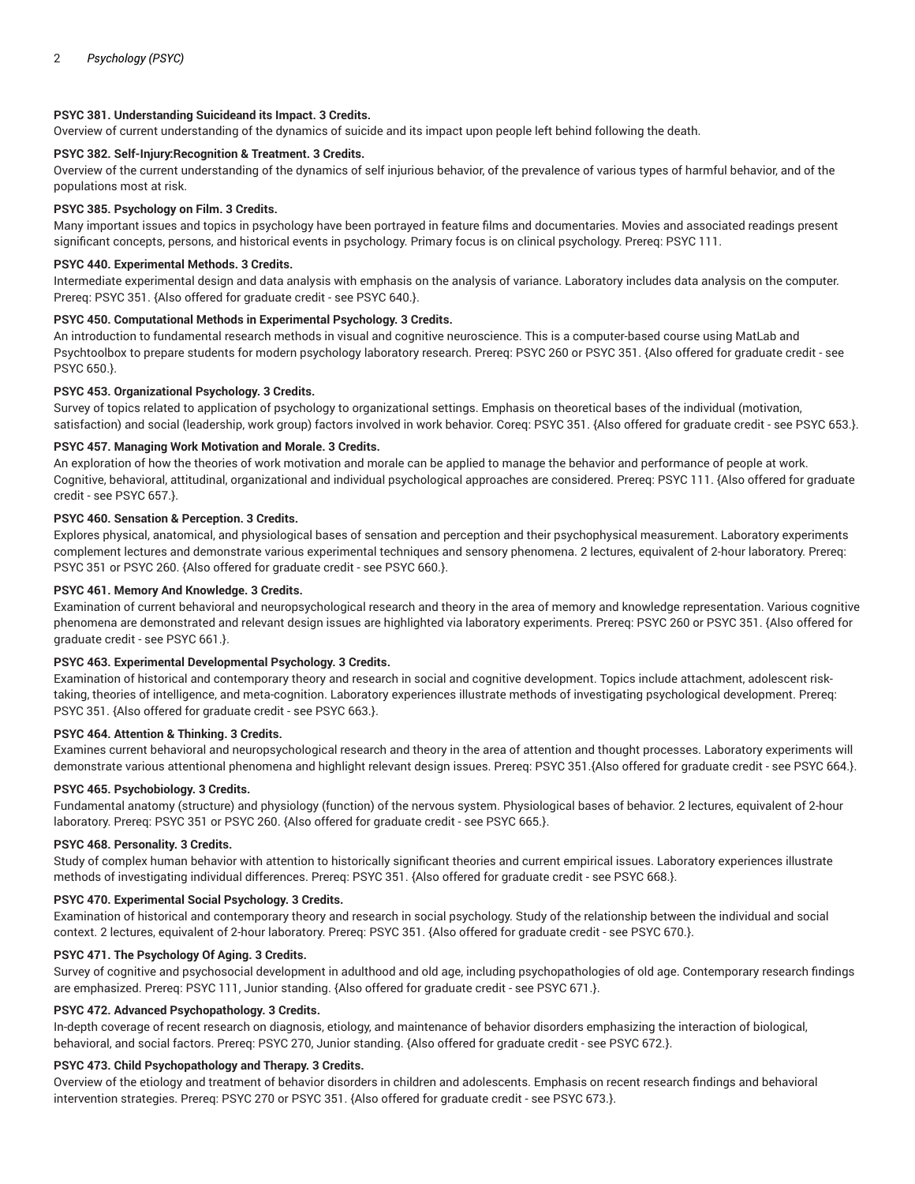**PSYC 381. Understanding Suicideand its Impact. 3 Credits.**
Overview of current understanding of the dynamics of suicide and its impact upon people left behind following the death.

**PSYC 382. Self-Injury:Recognition & Treatment. 3 Credits.**
Overview of the current understanding of the dynamics of self injurious behavior, of the prevalence of various types of harmful behavior, and of the populations most at risk.

**PSYC 385. Psychology on Film. 3 Credits.**
Many important issues and topics in psychology have been portrayed in feature films and documentaries. Movies and associated readings present significant concepts, persons, and historical events in psychology. Primary focus is on clinical psychology. Prereq: PSYC 111.

**PSYC 440. Experimental Methods. 3 Credits.**
Intermediate experimental design and data analysis with emphasis on the analysis of variance. Laboratory includes data analysis on the computer. Prereq: PSYC 351. {Also offered for graduate credit - see PSYC 640.}.

**PSYC 450. Computational Methods in Experimental Psychology. 3 Credits.**
An introduction to fundamental research methods in visual and cognitive neuroscience. This is a computer-based course using MatLab and Psychtoolbox to prepare students for modern psychology laboratory research. Prereq: PSYC 260 or PSYC 351. {Also offered for graduate credit - see PSYC 650.}.

**PSYC 453. Organizational Psychology. 3 Credits.**
Survey of topics related to application of psychology to organizational settings. Emphasis on theoretical bases of the individual (motivation, satisfaction) and social (leadership, work group) factors involved in work behavior. Coreq: PSYC 351. {Also offered for graduate credit - see PSYC 653.}.

**PSYC 457. Managing Work Motivation and Morale. 3 Credits.**
An exploration of how the theories of work motivation and morale can be applied to manage the behavior and performance of people at work. Cognitive, behavioral, attitudinal, organizational and individual psychological approaches are considered. Prereq: PSYC 111. {Also offered for graduate credit - see PSYC 657.}.

**PSYC 460. Sensation & Perception. 3 Credits.**
Explores physical, anatomical, and physiological bases of sensation and perception and their psychophysical measurement. Laboratory experiments complement lectures and demonstrate various experimental techniques and sensory phenomena. 2 lectures, equivalent of 2-hour laboratory. Prereq: PSYC 351 or PSYC 260. {Also offered for graduate credit - see PSYC 660.}.

**PSYC 461. Memory And Knowledge. 3 Credits.**
Examination of current behavioral and neuropsychological research and theory in the area of memory and knowledge representation. Various cognitive phenomena are demonstrated and relevant design issues are highlighted via laboratory experiments. Prereq: PSYC 260 or PSYC 351. {Also offered for graduate credit - see PSYC 661.}.

**PSYC 463. Experimental Developmental Psychology. 3 Credits.**
Examination of historical and contemporary theory and research in social and cognitive development. Topics include attachment, adolescent risk-taking, theories of intelligence, and meta-cognition. Laboratory experiences illustrate methods of investigating psychological development. Prereq: PSYC 351. {Also offered for graduate credit - see PSYC 663.}.

**PSYC 464. Attention & Thinking. 3 Credits.**
Examines current behavioral and neuropsychological research and theory in the area of attention and thought processes. Laboratory experiments will demonstrate various attentional phenomena and highlight relevant design issues. Prereq: PSYC 351.{Also offered for graduate credit - see PSYC 664.}.

**PSYC 465. Psychobiology. 3 Credits.**
Fundamental anatomy (structure) and physiology (function) of the nervous system. Physiological bases of behavior. 2 lectures, equivalent of 2-hour laboratory. Prereq: PSYC 351 or PSYC 260. {Also offered for graduate credit - see PSYC 665.}.

**PSYC 468. Personality. 3 Credits.**
Study of complex human behavior with attention to historically significant theories and current empirical issues. Laboratory experiences illustrate methods of investigating individual differences. Prereq: PSYC 351. {Also offered for graduate credit - see PSYC 668.}.

**PSYC 470. Experimental Social Psychology. 3 Credits.**
Examination of historical and contemporary theory and research in social psychology. Study of the relationship between the individual and social context. 2 lectures, equivalent of 2-hour laboratory. Prereq: PSYC 351. {Also offered for graduate credit - see PSYC 670.}.

**PSYC 471. The Psychology Of Aging. 3 Credits.**
Survey of cognitive and psychosocial development in adulthood and old age, including psychopathologies of old age. Contemporary research findings are emphasized. Prereq: PSYC 111, Junior standing. {Also offered for graduate credit - see PSYC 671.}.

**PSYC 472. Advanced Psychopathology. 3 Credits.**
In-depth coverage of recent research on diagnosis, etiology, and maintenance of behavior disorders emphasizing the interaction of biological, behavioral, and social factors. Prereq: PSYC 270, Junior standing. {Also offered for graduate credit - see PSYC 672.}.

**PSYC 473. Child Psychopathology and Therapy. 3 Credits.**
Overview of the etiology and treatment of behavior disorders in children and adolescents. Emphasis on recent research findings and behavioral intervention strategies. Prereq: PSYC 270 or PSYC 351. {Also offered for graduate credit - see PSYC 673.}.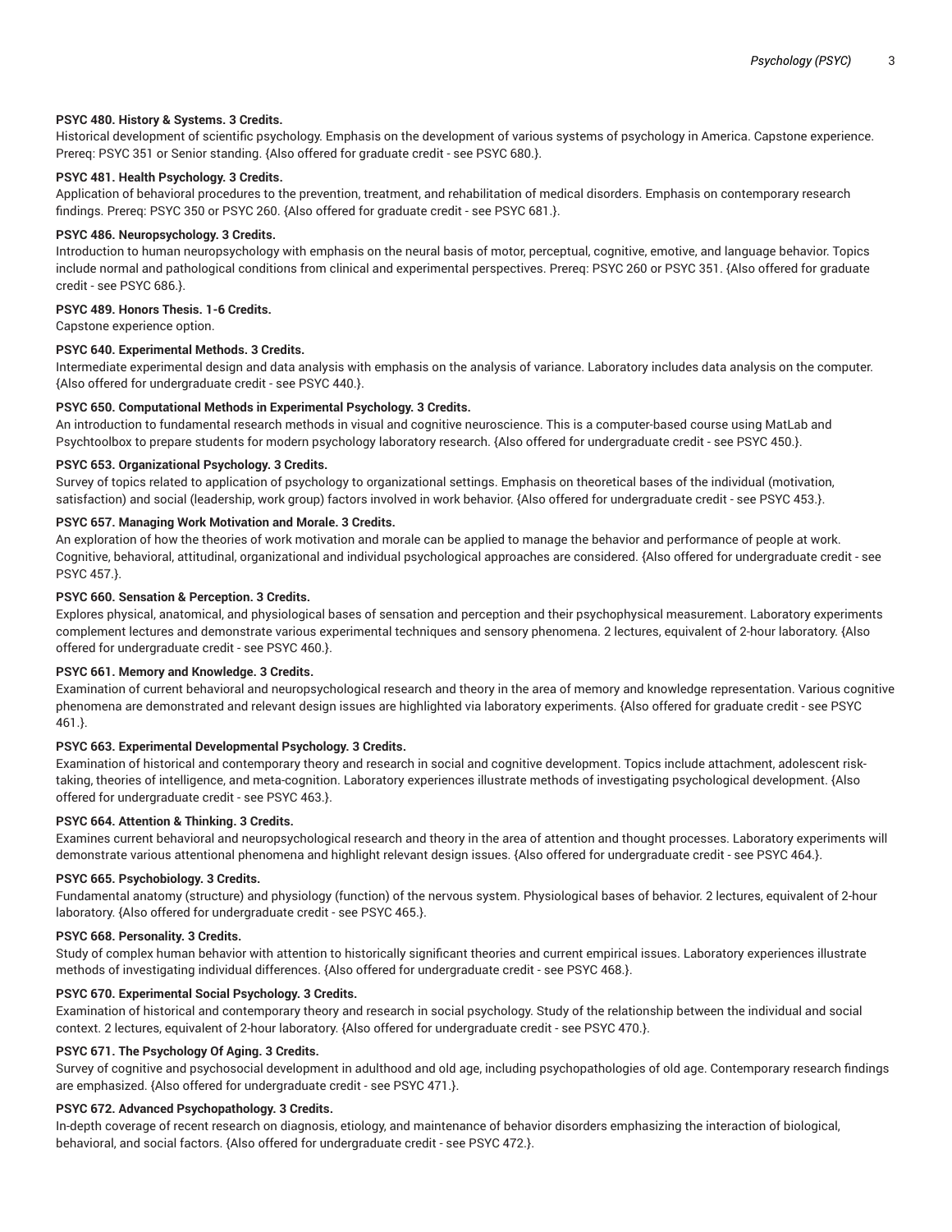**PSYC 480. History & Systems. 3 Credits.**
Historical development of scientific psychology. Emphasis on the development of various systems of psychology in America. Capstone experience. Prereq: PSYC 351 or Senior standing. {Also offered for graduate credit - see PSYC 680.}.

**PSYC 481. Health Psychology. 3 Credits.**
Application of behavioral procedures to the prevention, treatment, and rehabilitation of medical disorders. Emphasis on contemporary research findings. Prereq: PSYC 350 or PSYC 260. {Also offered for graduate credit - see PSYC 681.}.

**PSYC 486. Neuropsychology. 3 Credits.**
Introduction to human neuropsychology with emphasis on the neural basis of motor, perceptual, cognitive, emotive, and language behavior. Topics include normal and pathological conditions from clinical and experimental perspectives. Prereq: PSYC 260 or PSYC 351. {Also offered for graduate credit - see PSYC 686.}.

**PSYC 489. Honors Thesis. 1-6 Credits.**
Capstone experience option.

**PSYC 640. Experimental Methods. 3 Credits.**
Intermediate experimental design and data analysis with emphasis on the analysis of variance. Laboratory includes data analysis on the computer. {Also offered for undergraduate credit - see PSYC 440.}.

**PSYC 650. Computational Methods in Experimental Psychology. 3 Credits.**
An introduction to fundamental research methods in visual and cognitive neuroscience. This is a computer-based course using MatLab and Psychtoolbox to prepare students for modern psychology laboratory research. {Also offered for undergraduate credit - see PSYC 450.}.

**PSYC 653. Organizational Psychology. 3 Credits.**
Survey of topics related to application of psychology to organizational settings. Emphasis on theoretical bases of the individual (motivation, satisfaction) and social (leadership, work group) factors involved in work behavior. {Also offered for undergraduate credit - see PSYC 453.}.

**PSYC 657. Managing Work Motivation and Morale. 3 Credits.**
An exploration of how the theories of work motivation and morale can be applied to manage the behavior and performance of people at work. Cognitive, behavioral, attitudinal, organizational and individual psychological approaches are considered. {Also offered for undergraduate credit - see PSYC 457.}.

**PSYC 660. Sensation & Perception. 3 Credits.**
Explores physical, anatomical, and physiological bases of sensation and perception and their psychophysical measurement. Laboratory experiments complement lectures and demonstrate various experimental techniques and sensory phenomena. 2 lectures, equivalent of 2-hour laboratory. {Also offered for undergraduate credit - see PSYC 460.}.

**PSYC 661. Memory and Knowledge. 3 Credits.**
Examination of current behavioral and neuropsychological research and theory in the area of memory and knowledge representation. Various cognitive phenomena are demonstrated and relevant design issues are highlighted via laboratory experiments. {Also offered for graduate credit - see PSYC 461.}.

**PSYC 663. Experimental Developmental Psychology. 3 Credits.**
Examination of historical and contemporary theory and research in social and cognitive development. Topics include attachment, adolescent risk-taking, theories of intelligence, and meta-cognition. Laboratory experiences illustrate methods of investigating psychological development. {Also offered for undergraduate credit - see PSYC 463.}.

**PSYC 664. Attention & Thinking. 3 Credits.**
Examines current behavioral and neuropsychological research and theory in the area of attention and thought processes. Laboratory experiments will demonstrate various attentional phenomena and highlight relevant design issues. {Also offered for undergraduate credit - see PSYC 464.}.

**PSYC 665. Psychobiology. 3 Credits.**
Fundamental anatomy (structure) and physiology (function) of the nervous system. Physiological bases of behavior. 2 lectures, equivalent of 2-hour laboratory. {Also offered for undergraduate credit - see PSYC 465.}.

**PSYC 668. Personality. 3 Credits.**
Study of complex human behavior with attention to historically significant theories and current empirical issues. Laboratory experiences illustrate methods of investigating individual differences. {Also offered for undergraduate credit - see PSYC 468.}.

**PSYC 670. Experimental Social Psychology. 3 Credits.**
Examination of historical and contemporary theory and research in social psychology. Study of the relationship between the individual and social context. 2 lectures, equivalent of 2-hour laboratory. {Also offered for undergraduate credit - see PSYC 470.}.

**PSYC 671. The Psychology Of Aging. 3 Credits.**
Survey of cognitive and psychosocial development in adulthood and old age, including psychopathologies of old age. Contemporary research findings are emphasized. {Also offered for undergraduate credit - see PSYC 471.}.

**PSYC 672. Advanced Psychopathology. 3 Credits.**
In-depth coverage of recent research on diagnosis, etiology, and maintenance of behavior disorders emphasizing the interaction of biological, behavioral, and social factors. {Also offered for undergraduate credit - see PSYC 472.}.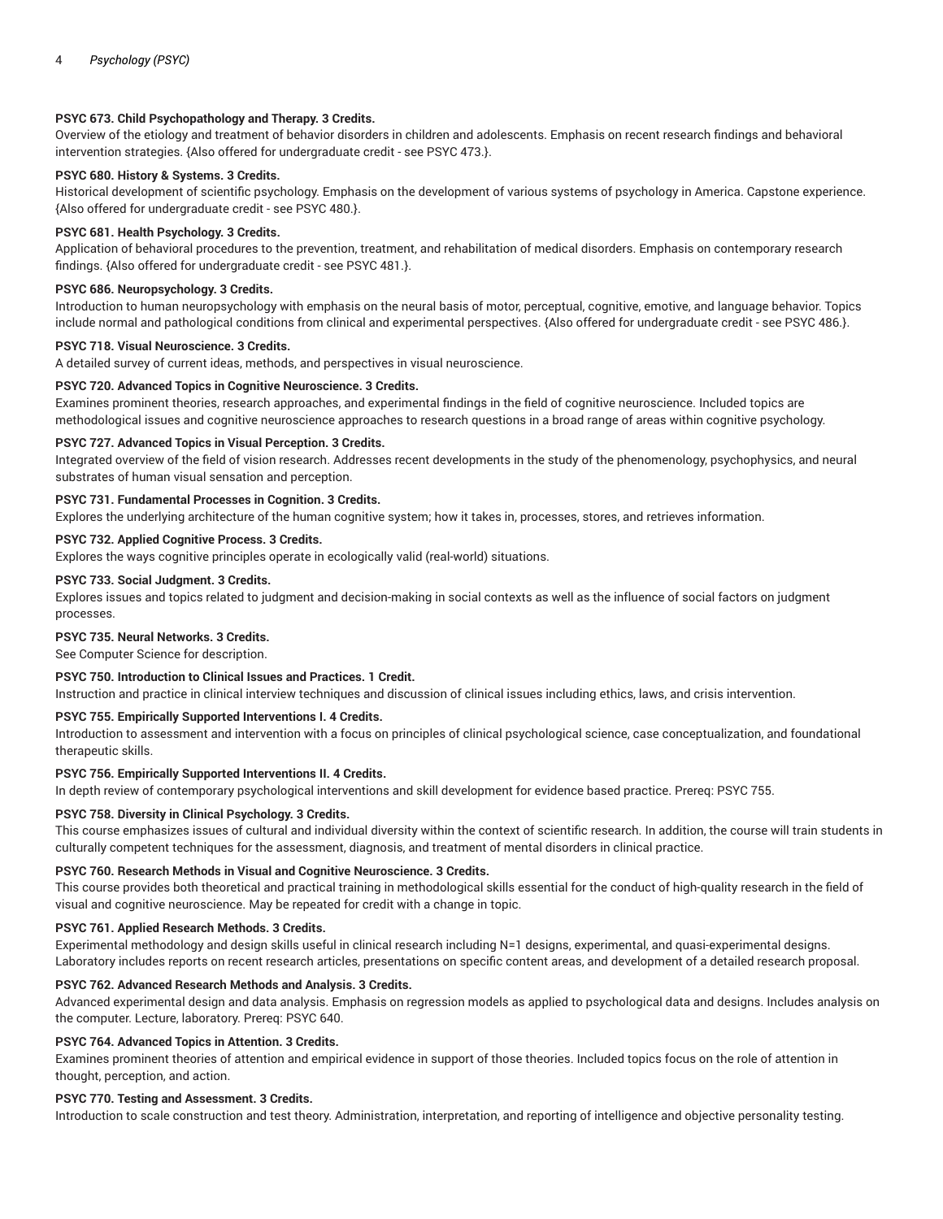**PSYC 673. Child Psychopathology and Therapy. 3 Credits.**

Overview of the etiology and treatment of behavior disorders in children and adolescents. Emphasis on recent research findings and behavioral intervention strategies. {Also offered for undergraduate credit - see PSYC 473.}.

**PSYC 680. History & Systems. 3 Credits.**

Historical development of scientific psychology. Emphasis on the development of various systems of psychology in America. Capstone experience. {Also offered for undergraduate credit - see PSYC 480.}.

**PSYC 681. Health Psychology. 3 Credits.**

Application of behavioral procedures to the prevention, treatment, and rehabilitation of medical disorders. Emphasis on contemporary research findings. {Also offered for undergraduate credit - see PSYC 481.}.

**PSYC 686. Neuropsychology. 3 Credits.**

Introduction to human neuropsychology with emphasis on the neural basis of motor, perceptual, cognitive, emotive, and language behavior. Topics include normal and pathological conditions from clinical and experimental perspectives. {Also offered for undergraduate credit - see PSYC 486.}.

**PSYC 718. Visual Neuroscience. 3 Credits.**

A detailed survey of current ideas, methods, and perspectives in visual neuroscience.

**PSYC 720. Advanced Topics in Cognitive Neuroscience. 3 Credits.**

Examines prominent theories, research approaches, and experimental findings in the field of cognitive neuroscience. Included topics are methodological issues and cognitive neuroscience approaches to research questions in a broad range of areas within cognitive psychology.

**PSYC 727. Advanced Topics in Visual Perception. 3 Credits.**

Integrated overview of the field of vision research. Addresses recent developments in the study of the phenomenology, psychophysics, and neural substrates of human visual sensation and perception.

**PSYC 731. Fundamental Processes in Cognition. 3 Credits.**

Explores the underlying architecture of the human cognitive system; how it takes in, processes, stores, and retrieves information.

**PSYC 732. Applied Cognitive Process. 3 Credits.**

Explores the ways cognitive principles operate in ecologically valid (real-world) situations.

**PSYC 733. Social Judgment. 3 Credits.**

Explores issues and topics related to judgment and decision-making in social contexts as well as the influence of social factors on judgment processes.

**PSYC 735. Neural Networks. 3 Credits.**

See Computer Science for description.

**PSYC 750. Introduction to Clinical Issues and Practices. 1 Credit.**

Instruction and practice in clinical interview techniques and discussion of clinical issues including ethics, laws, and crisis intervention.

**PSYC 755. Empirically Supported Interventions I. 4 Credits.**

Introduction to assessment and intervention with a focus on principles of clinical psychological science, case conceptualization, and foundational therapeutic skills.

**PSYC 756. Empirically Supported Interventions II. 4 Credits.**

In depth review of contemporary psychological interventions and skill development for evidence based practice. Prereq: PSYC 755.

**PSYC 758. Diversity in Clinical Psychology. 3 Credits.**

This course emphasizes issues of cultural and individual diversity within the context of scientific research. In addition, the course will train students in culturally competent techniques for the assessment, diagnosis, and treatment of mental disorders in clinical practice.

**PSYC 760. Research Methods in Visual and Cognitive Neuroscience. 3 Credits.**

This course provides both theoretical and practical training in methodological skills essential for the conduct of high-quality research in the field of visual and cognitive neuroscience. May be repeated for credit with a change in topic.

**PSYC 761. Applied Research Methods. 3 Credits.**

Experimental methodology and design skills useful in clinical research including N=1 designs, experimental, and quasi-experimental designs. Laboratory includes reports on recent research articles, presentations on specific content areas, and development of a detailed research proposal.

**PSYC 762. Advanced Research Methods and Analysis. 3 Credits.**

Advanced experimental design and data analysis. Emphasis on regression models as applied to psychological data and designs. Includes analysis on the computer. Lecture, laboratory. Prereq: PSYC 640.

**PSYC 764. Advanced Topics in Attention. 3 Credits.**

Examines prominent theories of attention and empirical evidence in support of those theories. Included topics focus on the role of attention in thought, perception, and action.

**PSYC 770. Testing and Assessment. 3 Credits.**

Introduction to scale construction and test theory. Administration, interpretation, and reporting of intelligence and objective personality testing.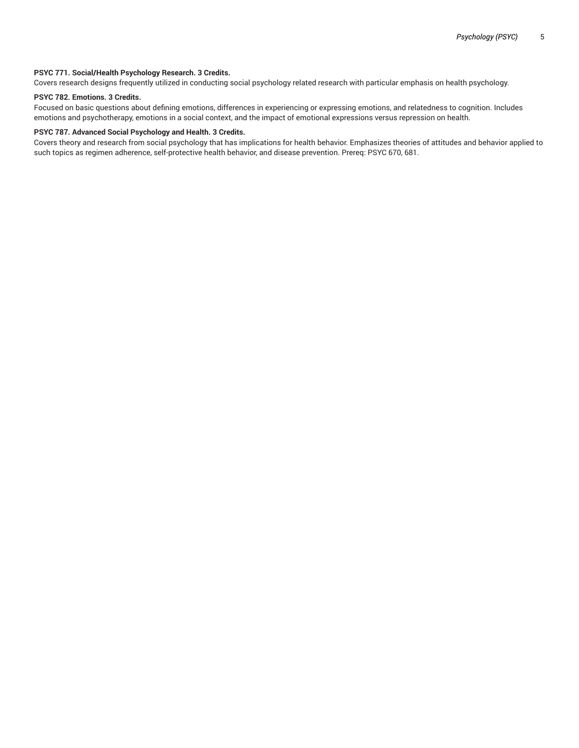**PSYC 771. Social/Health Psychology Research. 3 Credits.**
Covers research designs frequently utilized in conducting social psychology related research with particular emphasis on health psychology.

**PSYC 782. Emotions. 3 Credits.**
Focused on basic questions about defining emotions, differences in experiencing or expressing emotions, and relatedness to cognition. Includes emotions and psychotherapy, emotions in a social context, and the impact of emotional expressions versus repression on health.

**PSYC 787. Advanced Social Psychology and Health. 3 Credits.**
Covers theory and research from social psychology that has implications for health behavior. Emphasizes theories of attitudes and behavior applied to such topics as regimen adherence, self-protective health behavior, and disease prevention. Prereq: PSYC 670, 681.